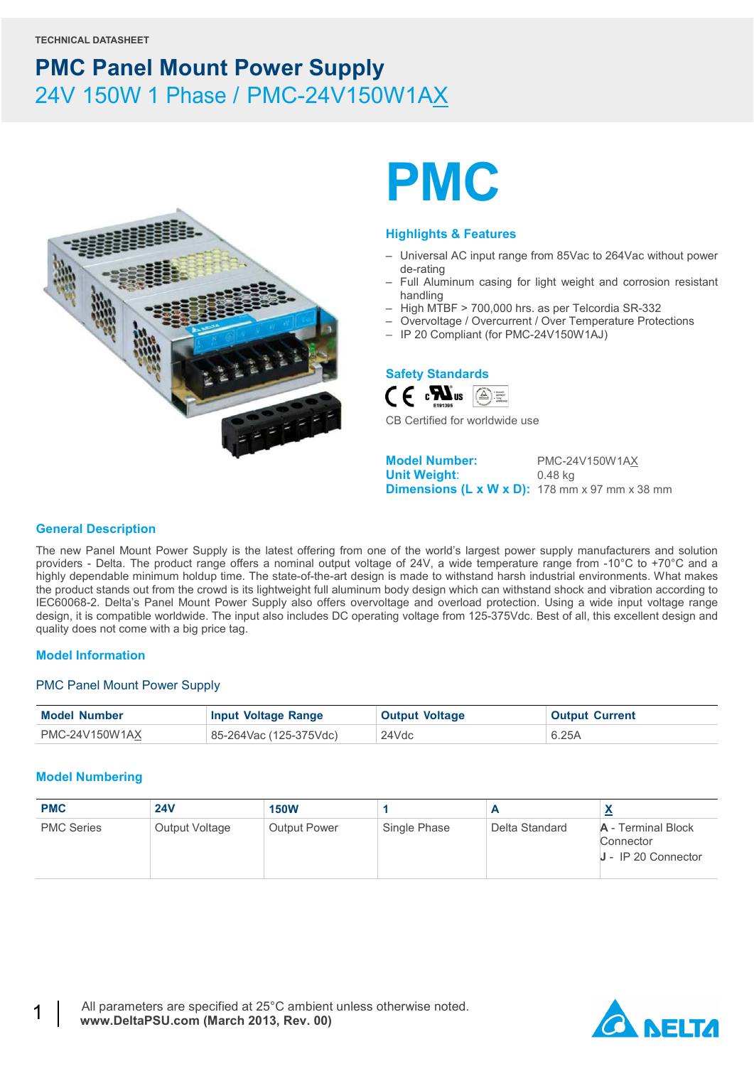TECHNICAL DATASHEET

# PMC Panel Mount Power Supply

## 24V 150W 1 Phase / PMC-24V150W1AX

# PMC

### Highlights & Features

- Universal AC input range from 85Vac to 264Vac without power de-rating
- Full Aluminum casing for light weight and corrosion resistant handling
- High MTBF > 700,000 hrs. as per Telcordia SR-332
- Overvoltage / Overcurrent / Over Temperature Protections
- IP 20 Compliant (for PMC-24V150W1AJ)

### Safety Standards

CE c UL us E191395

CB Certified for worldwide use

**Model Number:** PMC-24V150W1AX
**Unit Weight:** 0.48 kg
**Dimensions (L x W x D):** 178 mm x 97 mm x 38 mm

### General Description

The new Panel Mount Power Supply is the latest offering from one of the world's largest power supply manufacturers and solution providers - Delta. The product range offers a nominal output voltage of 24V, a wide temperature range from -10°C to +70°C and a highly dependable minimum holdup time. The state-of-the-art design is made to withstand harsh industrial environments. What makes the product stands out from the crowd is its lightweight full aluminum body design which can withstand shock and vibration according to IEC60068-2. Delta's Panel Mount Power Supply also offers overvoltage and overload protection. Using a wide input voltage range design, it is compatible worldwide. The input also includes DC operating voltage from 125-375Vdc. Best of all, this excellent design and quality does not come with a big price tag.

### Model Information

PMC Panel Mount Power Supply

| Model Number | Input Voltage Range | Output Voltage | Output Current |
|---|---|---|---|
| PMC-24V150W1AX | 85-264Vac (125-375Vdc) | 24Vdc | 6.25A |

### Model Numbering

| PMC | 24V | 150W | 1 | A | X |
|---|---|---|---|---|---|
| PMC Series | Output Voltage | Output Power | Single Phase | Delta Standard | **A** - Terminal Block Connector<br>**J** - IP 20 Connector |

All parameters are specified at 25°C ambient unless otherwise noted.
**www.DeltaPSU.com (March 2013, Rev. 00)**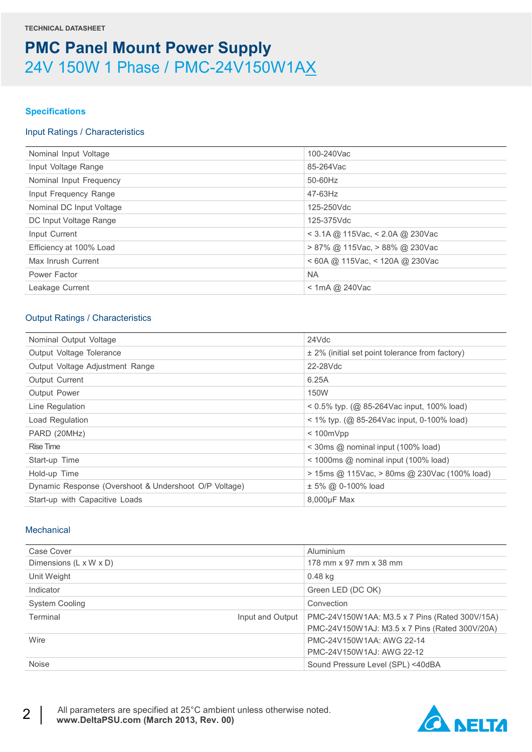TECHNICAL DATASHEET

# PMC Panel Mount Power Supply

## 24V 150W 1 Phase / PMC-24V150W1AX

### Specifications

#### Input Ratings / Characteristics

| | |
|---|---|
| Nominal Input Voltage | 100-240Vac |
| Input Voltage Range | 85-264Vac |
| Nominal Input Frequency | 50-60Hz |
| Input Frequency Range | 47-63Hz |
| Nominal DC Input Voltage | 125-250Vdc |
| DC Input Voltage Range | 125-375Vdc |
| Input Current | < 3.1A @ 115Vac, < 2.0A @ 230Vac |
| Efficiency at 100% Load | > 87% @ 115Vac, > 88% @ 230Vac |
| Max Inrush Current | < 60A @ 115Vac, < 120A @ 230Vac |
| Power Factor | NA |
| Leakage Current | < 1mA @ 240Vac |

#### Output Ratings / Characteristics

| | |
|---|---|
| Nominal Output Voltage | 24Vdc |
| Output Voltage Tolerance | ± 2% (initial set point tolerance from factory) |
| Output Voltage Adjustment Range | 22-28Vdc |
| Output Current | 6.25A |
| Output Power | 150W |
| Line Regulation | < 0.5% typ. (@ 85-264Vac input, 100% load) |
| Load Regulation | < 1% typ. (@ 85-264Vac input, 0-100% load) |
| PARD (20MHz) | < 100mVpp |
| Rise Time | < 30ms @ nominal input (100% load) |
| Start-up Time | < 1000ms @ nominal input (100% load) |
| Hold-up Time | > 15ms @ 115Vac, > 80ms @ 230Vac (100% load) |
| Dynamic Response (Overshoot & Undershoot O/P Voltage) | ± 5% @ 0-100% load |
| Start-up with Capacitive Loads | 8,000µF Max |

#### Mechanical

| | | |
|---|---|---|
| Case Cover | | Aluminium |
| Dimensions (L x W x D) | | 178 mm x 97 mm x 38 mm |
| Unit Weight | | 0.48 kg |
| Indicator | | Green LED (DC OK) |
| System Cooling | | Convection |
| Terminal | Input and Output | PMC-24V150W1AA: M3.5 x 7 Pins (Rated 300V/15A)<br>PMC-24V150W1AJ: M3.5 x 7 Pins (Rated 300V/20A) |
| Wire | | PMC-24V150W1AA: AWG 22-14<br>PMC-24V150W1AJ: AWG 22-12 |
| Noise | | Sound Pressure Level (SPL) <40dBA |

All parameters are specified at 25°C ambient unless otherwise noted.
**www.DeltaPSU.com (March 2013, Rev. 00)**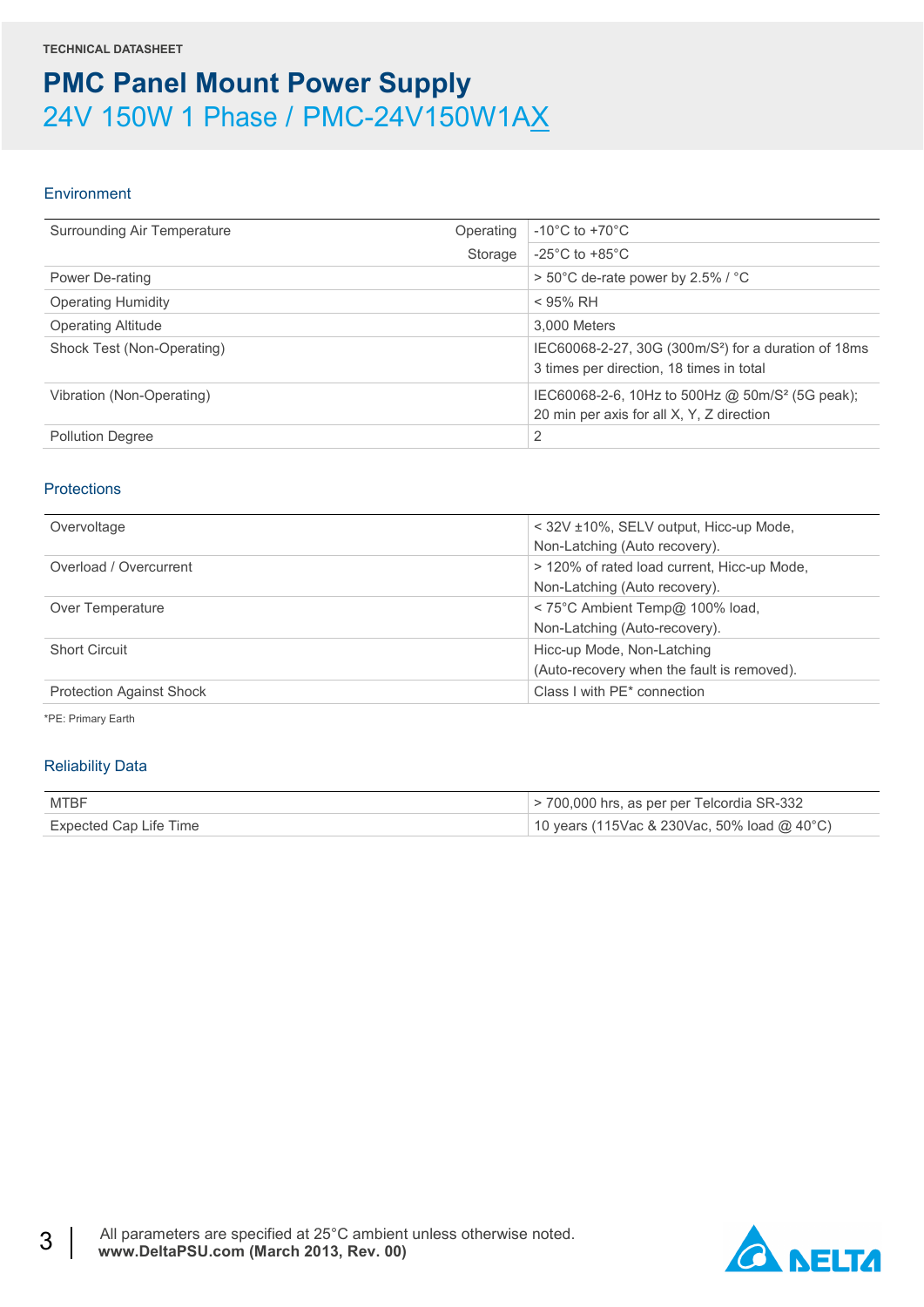## Environment

| | | |
|---|---|---|
| Surrounding Air Temperature | Operating | -10°C to +70°C |
| | Storage | -25°C to +85°C |
| Power De-rating | | > 50°C de-rate power by 2.5% / °C |
| Operating Humidity | | < 95% RH |
| Operating Altitude | | 3,000 Meters |
| Shock Test (Non-Operating) | | IEC60068-2-27, 30G (300m/S²) for a duration of 18ms 3 times per direction, 18 times in total |
| Vibration (Non-Operating) | | IEC60068-2-6, 10Hz to 500Hz @ 50m/S² (5G peak); 20 min per axis for all X, Y, Z direction |
| Pollution Degree | | 2 |

## Protections

| | |
|---|---|
| Overvoltage | < 32V ±10%, SELV output, Hicc-up Mode, Non-Latching (Auto recovery). |
| Overload / Overcurrent | > 120% of rated load current, Hicc-up Mode, Non-Latching (Auto recovery). |
| Over Temperature | < 75°C Ambient Temp@ 100% load, Non-Latching (Auto-recovery). |
| Short Circuit | Hicc-up Mode, Non-Latching (Auto-recovery when the fault is removed). |
| Protection Against Shock | Class I with PE* connection |

*PE: Primary Earth

## Reliability Data

| | |
|---|---|
| MTBF | > 700,000 hrs, as per per Telcordia SR-332 |
| Expected Cap Life Time | 10 years (115Vac & 230Vac, 50% load @ 40°C) |

All parameters are specified at 25°C ambient unless otherwise noted.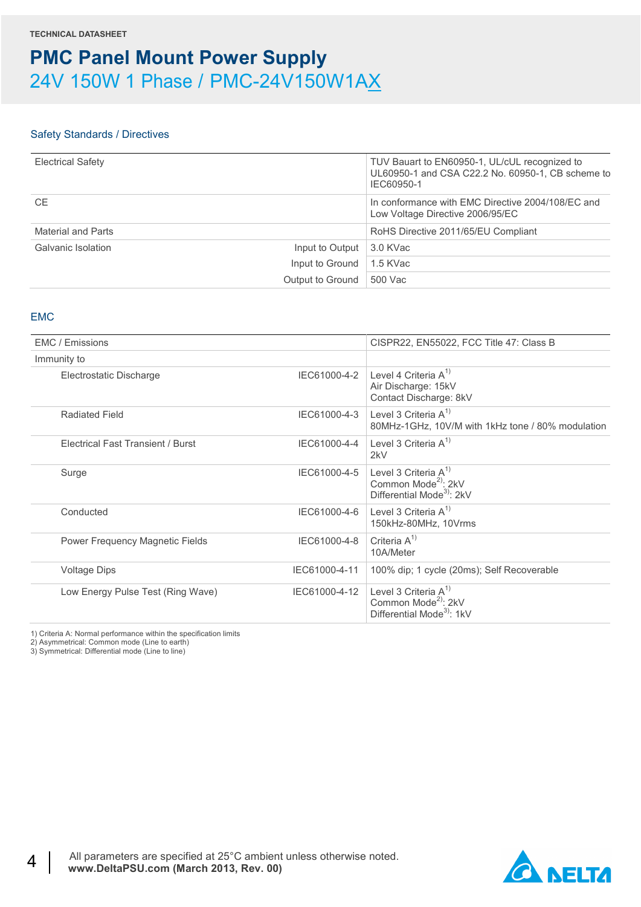TECHNICAL DATASHEET

# PMC Panel Mount Power Supply

## 24V 150W 1 Phase / PMC-24V150W1AX

### Safety Standards / Directives

| | | |
|---|---|---|
| Electrical Safety | | TUV Bauart to EN60950-1, UL/cUL recognized to UL60950-1 and CSA C22.2 No. 60950-1, CB scheme to IEC60950-1 |
| CE | | In conformance with EMC Directive 2004/108/EC and Low Voltage Directive 2006/95/EC |
| Material and Parts | | RoHS Directive 2011/65/EU Compliant |
| Galvanic Isolation | Input to Output | 3.0 KVac |
| | Input to Ground | 1.5 KVac |
| | Output to Ground | 500 Vac |

### EMC

| | | |
|---|---|---|
| EMC / Emissions | | CISPR22, EN55022, FCC Title 47: Class B |
| Immunity to | | |
| Electrostatic Discharge | IEC61000-4-2 | Level 4 Criteria A[1]<br>Air Discharge: 15kV<br>Contact Discharge: 8kV |
| Radiated Field | IEC61000-4-3 | Level 3 Criteria A[1]<br>80MHz-1GHz, 10V/M with 1kHz tone / 80% modulation |
| Electrical Fast Transient / Burst | IEC61000-4-4 | Level 3 Criteria A[1]<br>2kV |
| Surge | IEC61000-4-5 | Level 3 Criteria A[1]<br>Common Mode[2]: 2kV<br>Differential Mode[3]: 2kV |
| Conducted | IEC61000-4-6 | Level 3 Criteria A[1]<br>150kHz-80MHz, 10Vrms |
| Power Frequency Magnetic Fields | IEC61000-4-8 | Criteria A[1]<br>10A/Meter |
| Voltage Dips | IEC61000-4-11 | 100% dip; 1 cycle (20ms); Self Recoverable |
| Low Energy Pulse Test (Ring Wave) | IEC61000-4-12 | Level 3 Criteria A[1]<br>Common Mode[2]: 2kV<br>Differential Mode[3]: 1kV |

1) Criteria A: Normal performance within the specification limits
2) Asymmetrical: Common mode (Line to earth)
3) Symmetrical: Differential mode (Line to line)

All parameters are specified at 25°C ambient unless otherwise noted.
**www.DeltaPSU.com (March 2013, Rev. 00)**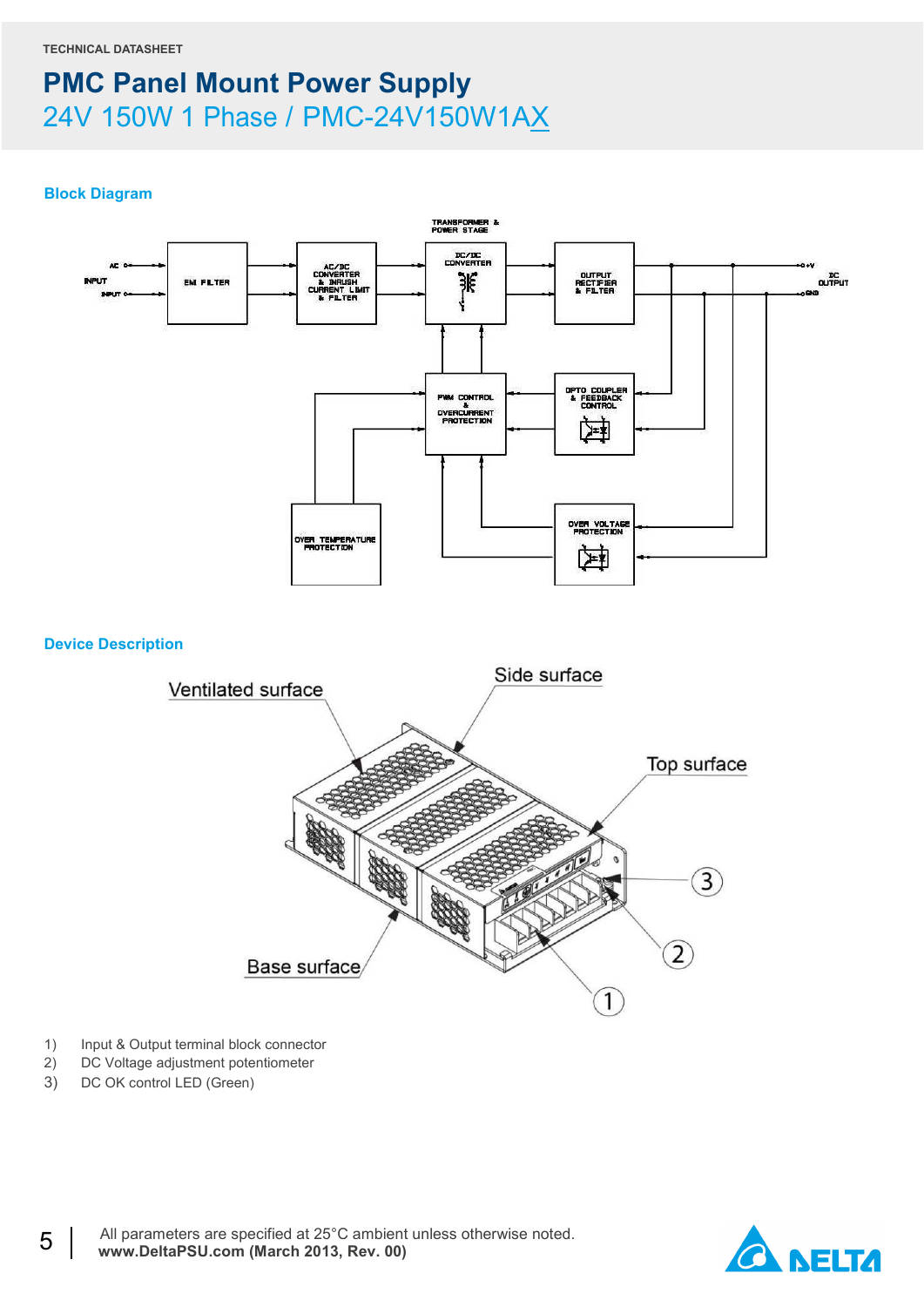TECHNICAL DATASHEET

# PMC Panel Mount Power Supply

## 24V 150W 1 Phase / PMC-24V150W1AX

### Block Diagram

### Device Description

1) Input & Output terminal block connector
2) DC Voltage adjustment potentiometer
3) DC OK control LED (Green)

All parameters are specified at 25°C ambient unless otherwise noted.
**www.DeltaPSU.com (March 2013, Rev. 00)**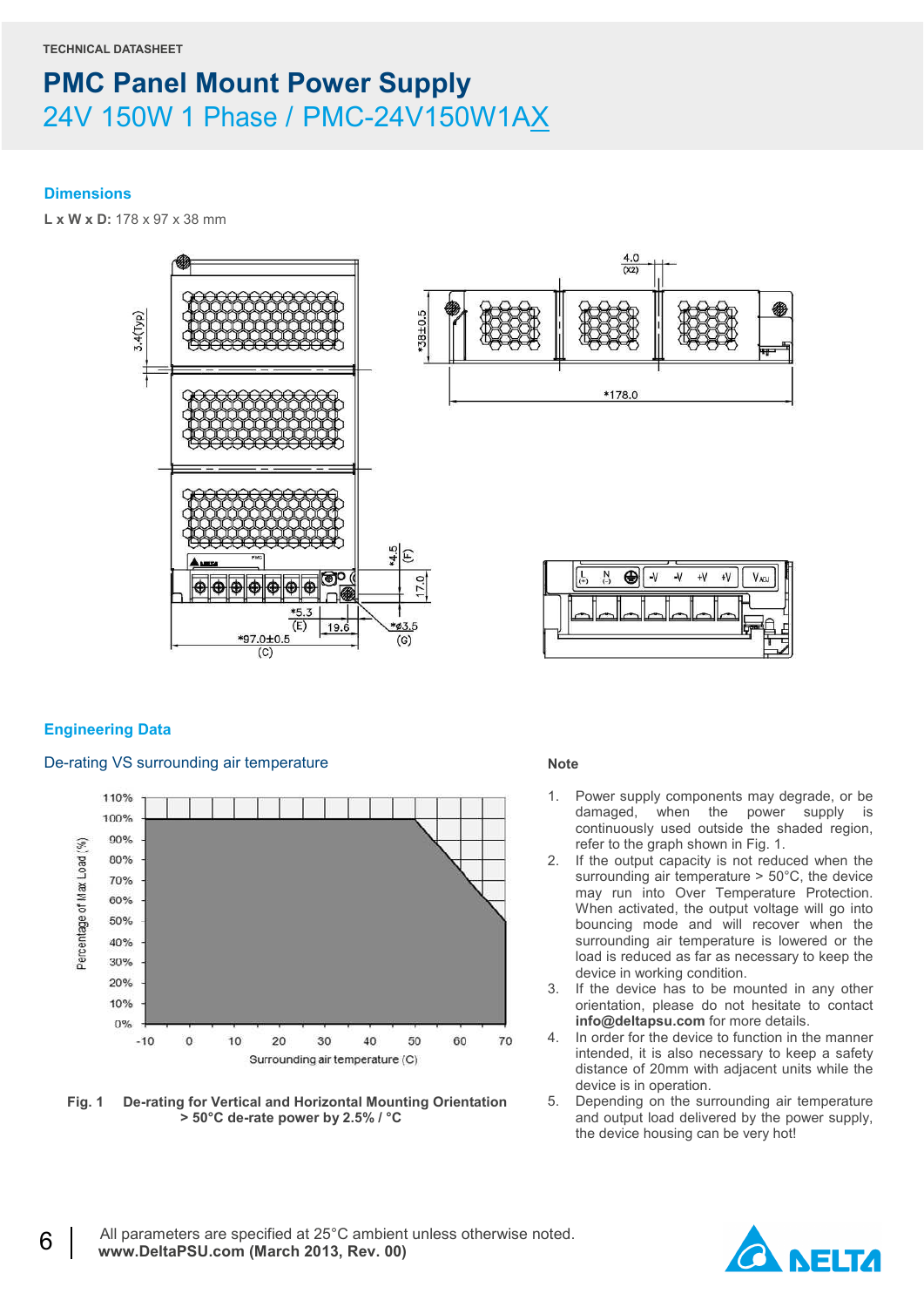TECHNICAL DATASHEET

# PMC Panel Mount Power Supply

## 24V 150W 1 Phase / PMC-24V150W1AX

### Dimensions

**L x W x D:** 178 x 97 x 38 mm

## Engineering Data

### De-rating VS surrounding air temperature

Fig. 1 De-rating for Vertical and Horizontal Mounting Orientation
> 50°C de-rate power by 2.5% / °C

**Note**

1. Power supply components may degrade, or be damaged, when the power supply is continuously used outside the shaded region, refer to the graph shown in Fig. 1.
2. If the output capacity is not reduced when the surrounding air temperature > 50°C, the device may run into Over Temperature Protection. When activated, the output voltage will go into bouncing mode and will recover when the surrounding air temperature is lowered or the load is reduced as far as necessary to keep the device in working condition.
3. If the device has to be mounted in any other orientation, please do not hesitate to contact **info@deltapsu.com** for more details.
4. In order for the device to function in the manner intended, it is also necessary to keep a safety distance of 20mm with adjacent units while the device is in operation.
5. Depending on the surrounding air temperature and output load delivered by the power supply, the device housing can be very hot!

All parameters are specified at 25°C ambient unless otherwise noted.
**www.DeltaPSU.com (March 2013, Rev. 00)**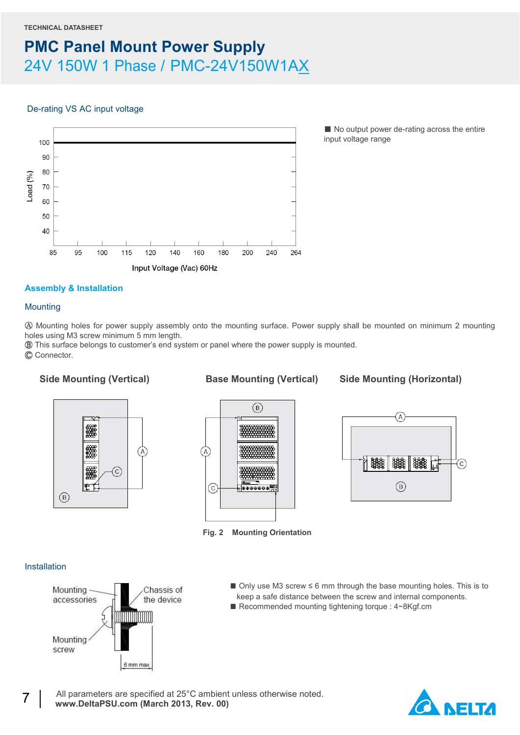TECHNICAL DATASHEET

# PMC Panel Mount Power Supply

## 24V 150W 1 Phase / PMC-24V150W1AX

### De-rating VS AC input voltage

■ No output power de-rating across the entire input voltage range

## Assembly & Installation

### Mounting

Ⓐ Mounting holes for power supply assembly onto the mounting surface. Power supply shall be mounted on minimum 2 mounting holes using M3 screw minimum 5 mm length.
Ⓑ This surface belongs to customer's end system or panel where the power supply is mounted.
Ⓒ Connector.

**Side Mounting (Vertical)** **Base Mounting (Vertical)** **Side Mounting (Horizontal)**

**Fig. 2 Mounting Orientation**

### Installation

■ Only use M3 screw ≤ 6 mm through the base mounting holes. This is to keep a safe distance between the screw and internal components.
■ Recommended mounting tightening torque : 4~8Kgf.cm

All parameters are specified at 25°C ambient unless otherwise noted.
**www.DeltaPSU.com (March 2013, Rev. 00)**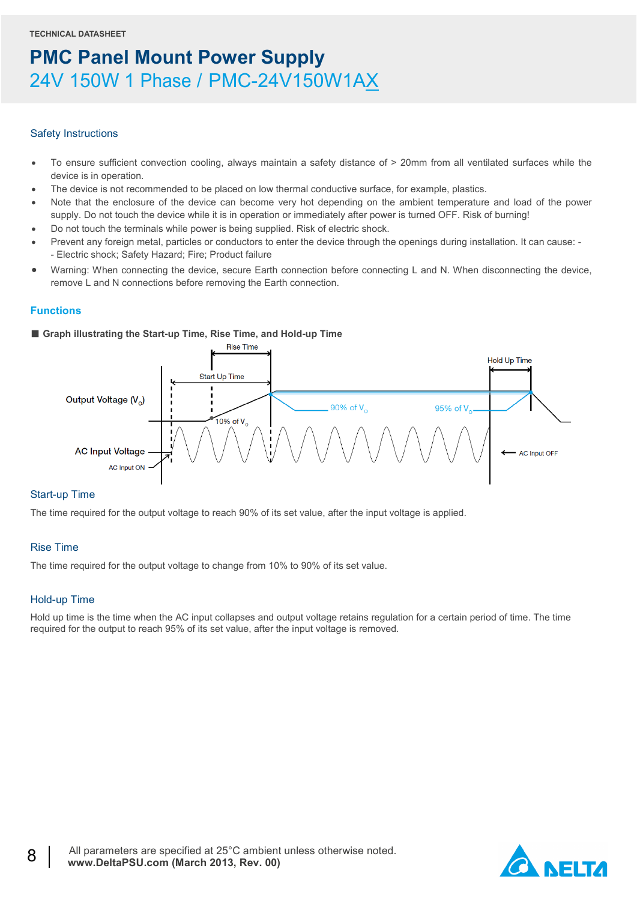## Safety Instructions

- To ensure sufficient convection cooling, always maintain a safety distance of > 20mm from all ventilated surfaces while the device is in operation.
- The device is not recommended to be placed on low thermal conductive surface, for example, plastics.
- Note that the enclosure of the device can become very hot depending on the ambient temperature and load of the power supply. Do not touch the device while it is in operation or immediately after power is turned OFF. Risk of burning!
- Do not touch the terminals while power is being supplied. Risk of electric shock.
- Prevent any foreign metal, particles or conductors to enter the device through the openings during installation. It can cause: -
  - Electric shock; Safety Hazard; Fire; Product failure
- Warning: When connecting the device, secure Earth connection before connecting L and N. When disconnecting the device, remove L and N connections before removing the Earth connection.

## Functions

■ **Graph illustrating the Start-up Time, Rise Time, and Hold-up Time**

Rise Time

Start Up Time

Hold Up Time

Output Voltage ($V_o$)

90% of $V_o$

95% of $V_o$

10% of $V_o$

AC Input Voltage

AC Input ON

AC Input OFF

### Start-up Time

The time required for the output voltage to reach 90% of its set value, after the input voltage is applied.

### Rise Time

The time required for the output voltage to change from 10% to 90% of its set value.

### Hold-up Time

Hold up time is the time when the AC input collapses and output voltage retains regulation for a certain period of time. The time required for the output to reach 95% of its set value, after the input voltage is removed.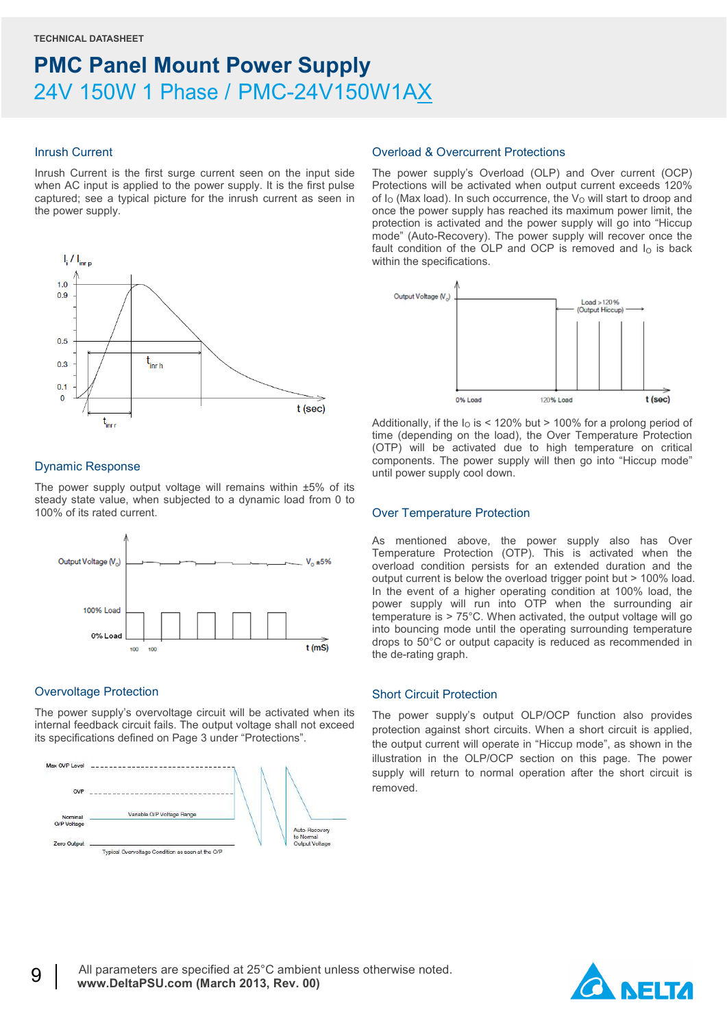## Inrush Current

Inrush Current is the first surge current seen on the input side when AC input is applied to the power supply. It is the first pulse captured; see a typical picture for the inrush current as seen in the power supply.

## Dynamic Response

The power supply output voltage will remains within ±5% of its steady state value, when subjected to a dynamic load from 0 to 100% of its rated current.

## Overvoltage Protection

The power supply's overvoltage circuit will be activated when its internal feedback circuit fails. The output voltage shall not exceed its specifications defined on Page 3 under "Protections".

## Overload & Overcurrent Protections

The power supply's Overload (OLP) and Over current (OCP) Protections will be activated when output current exceeds 120% of $I_O$ (Max load). In such occurrence, the $V_O$ will start to droop and once the power supply has reached its maximum power limit, the protection is activated and the power supply will go into "Hiccup mode" (Auto-Recovery). The power supply will recover once the fault condition of the OLP and OCP is removed and $I_O$ is back within the specifications.

Additionally, if the $I_O$ is < 120% but > 100% for a prolong period of time (depending on the load), the Over Temperature Protection (OTP) will be activated due to high temperature on critical components. The power supply will then go into "Hiccup mode" until power supply cool down.

## Over Temperature Protection

As mentioned above, the power supply also has Over Temperature Protection (OTP). This is activated when the overload condition persists for an extended duration and the output current is below the overload trigger point but > 100% load. In the event of a higher operating condition at 100% load, the power supply will run into OTP when the surrounding air temperature is > 75°C. When activated, the output voltage will go into bouncing mode until the operating surrounding temperature drops to 50°C or output capacity is reduced as recommended in the de-rating graph.

## Short Circuit Protection

The power supply's output OLP/OCP function also provides protection against short circuits. When a short circuit is applied, the output current will operate in "Hiccup mode", as shown in the illustration in the OLP/OCP section on this page. The power supply will return to normal operation after the short circuit is removed.

All parameters are specified at 25°C ambient unless otherwise noted.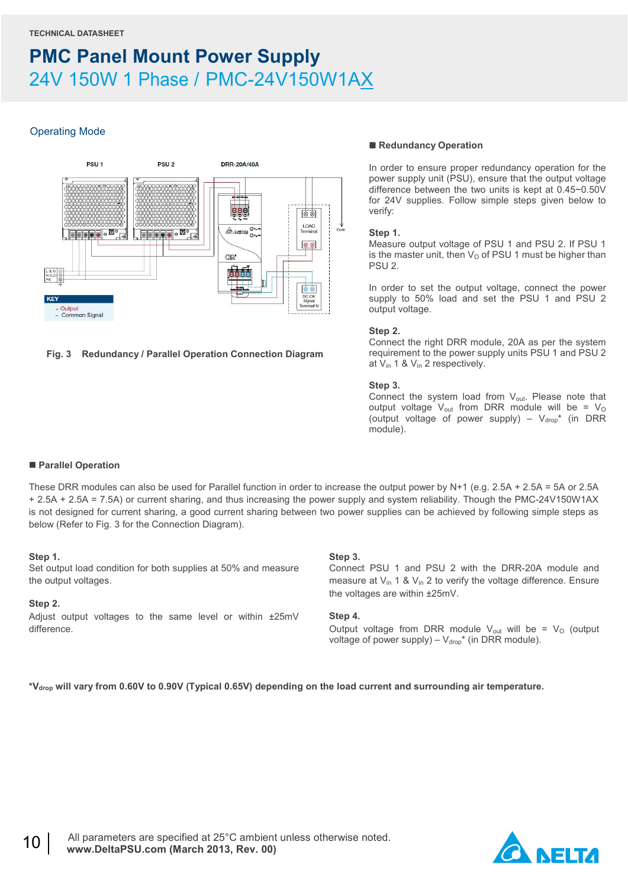TECHNICAL DATASHEET

# PMC Panel Mount Power Supply

## 24V 150W 1 Phase / PMC-24V150W1AX

### Operating Mode

PSU 1 PSU 2 DRR-20A/40A

KEY
+ Output
– Common Signal

Fig. 3 Redundancy / Parallel Operation Connection Diagram

#### ■ Redundancy Operation

In order to ensure proper redundancy operation for the power supply unit (PSU), ensure that the output voltage difference between the two units is kept at 0.45~0.50V for 24V supplies. Follow simple steps given below to verify:

**Step 1.**
Measure output voltage of PSU 1 and PSU 2. If PSU 1 is the master unit, then $V_O$ of PSU 1 must be higher than PSU 2.

In order to set the output voltage, connect the power supply to 50% load and set the PSU 1 and PSU 2 output voltage.

**Step 2.**
Connect the right DRR module, 20A as per the system requirement to the power supply units PSU 1 and PSU 2 at $V_{in}$ 1 & $V_{in}$ 2 respectively.

**Step 3.**
Connect the system load from $V_{out}$. Please note that output voltage $V_{out}$ from DRR module will be = $V_O$ (output voltage of power supply) – $V_{drop}$* (in DRR module).

#### ■ Parallel Operation

These DRR modules can also be used for Parallel function in order to increase the output power by N+1 (e.g. 2.5A + 2.5A = 5A or 2.5A + 2.5A + 2.5A = 7.5A) or current sharing, and thus increasing the power supply and system reliability. Though the PMC-24V150W1AX is not designed for current sharing, a good current sharing between two power supplies can be achieved by following simple steps as below (Refer to Fig. 3 for the Connection Diagram).

**Step 1.**
Set output load condition for both supplies at 50% and measure the output voltages.

**Step 2.**
Adjust output voltages to the same level or within ±25mV difference.

**Step 3.**
Connect PSU 1 and PSU 2 with the DRR-20A module and measure at $V_{in}$ 1 & $V_{in}$ 2 to verify the voltage difference. Ensure the voltages are within ±25mV.

**Step 4.**
Output voltage from DRR module $V_{out}$ will be = $V_O$ (output voltage of power supply) – $V_{drop}$* (in DRR module).

**\*$V_{drop}$ will vary from 0.60V to 0.90V (Typical 0.65V) depending on the load current and surrounding air temperature.**

All parameters are specified at 25°C ambient unless otherwise noted.
**www.DeltaPSU.com (March 2013, Rev. 00)**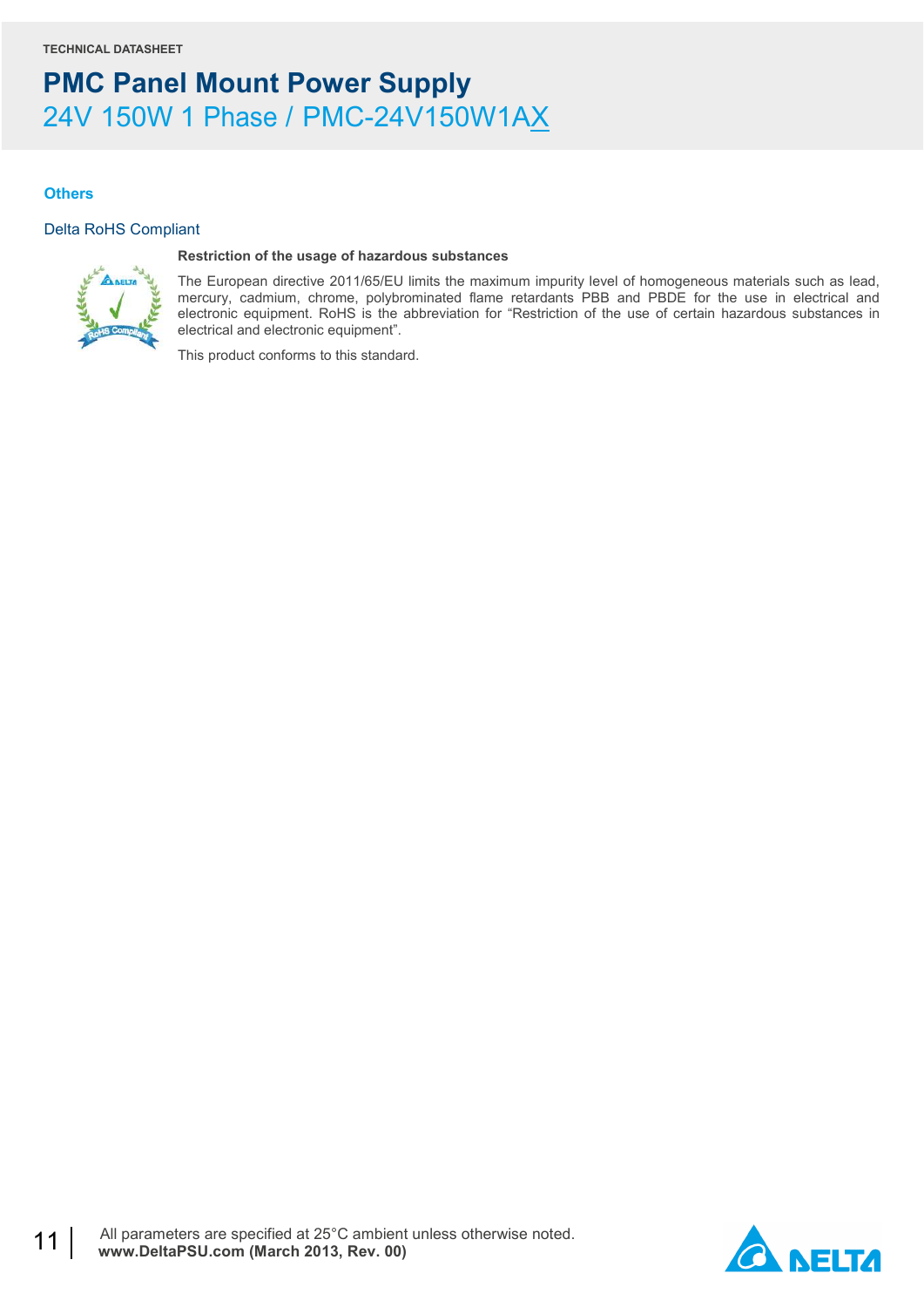## Others

### Delta RoHS Compliant

**Restriction of the usage of hazardous substances**

The European directive 2011/65/EU limits the maximum impurity level of homogeneous materials such as lead, mercury, cadmium, chrome, polybrominated flame retardants PBB and PBDE for the use in electrical and electronic equipment. RoHS is the abbreviation for "Restriction of the use of certain hazardous substances in electrical and electronic equipment".

This product conforms to this standard.